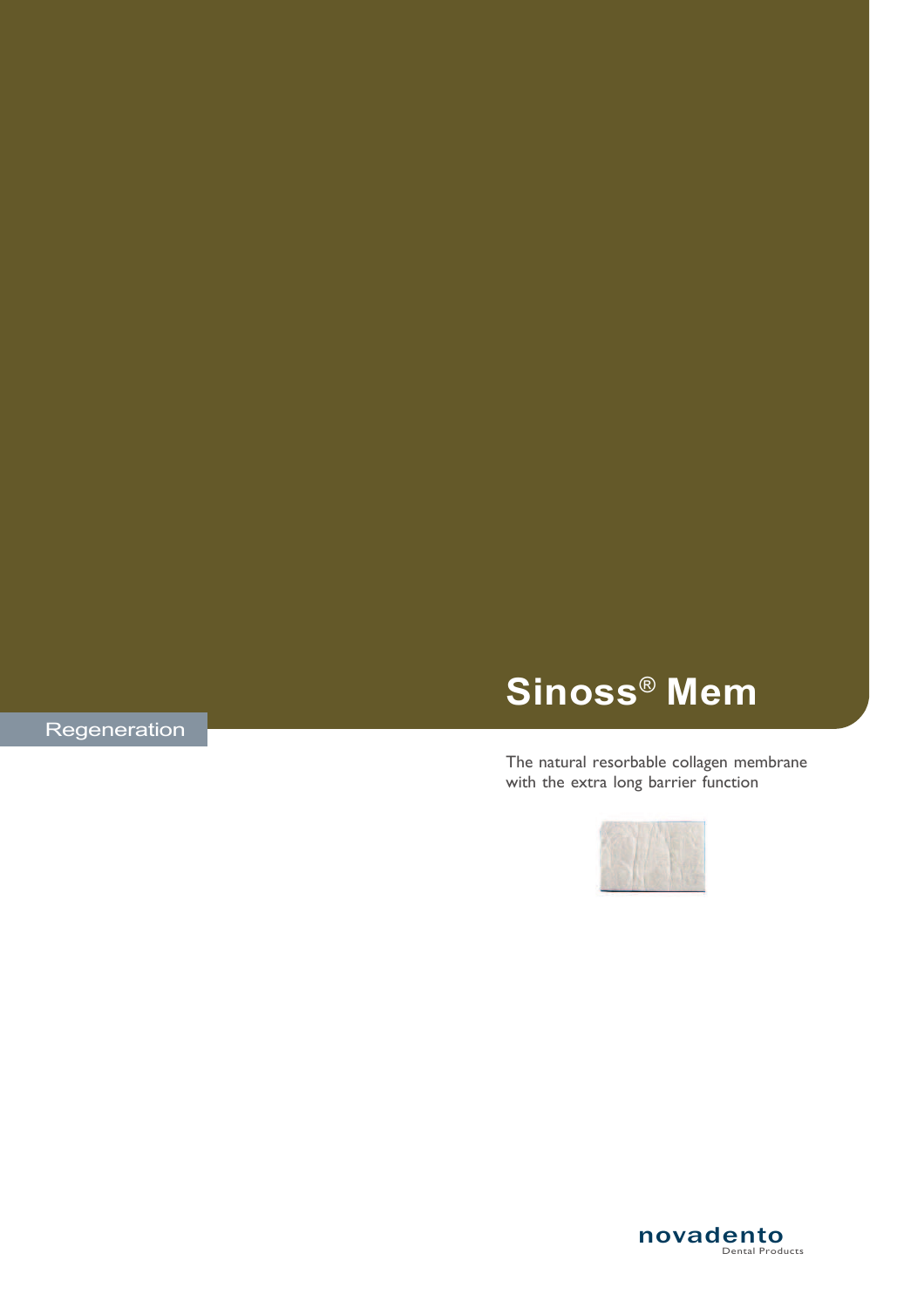Regeneration

# Sinoss® Mem

The natural resorbable collagen membrane with the extra long barrier function

novadento
Dental Products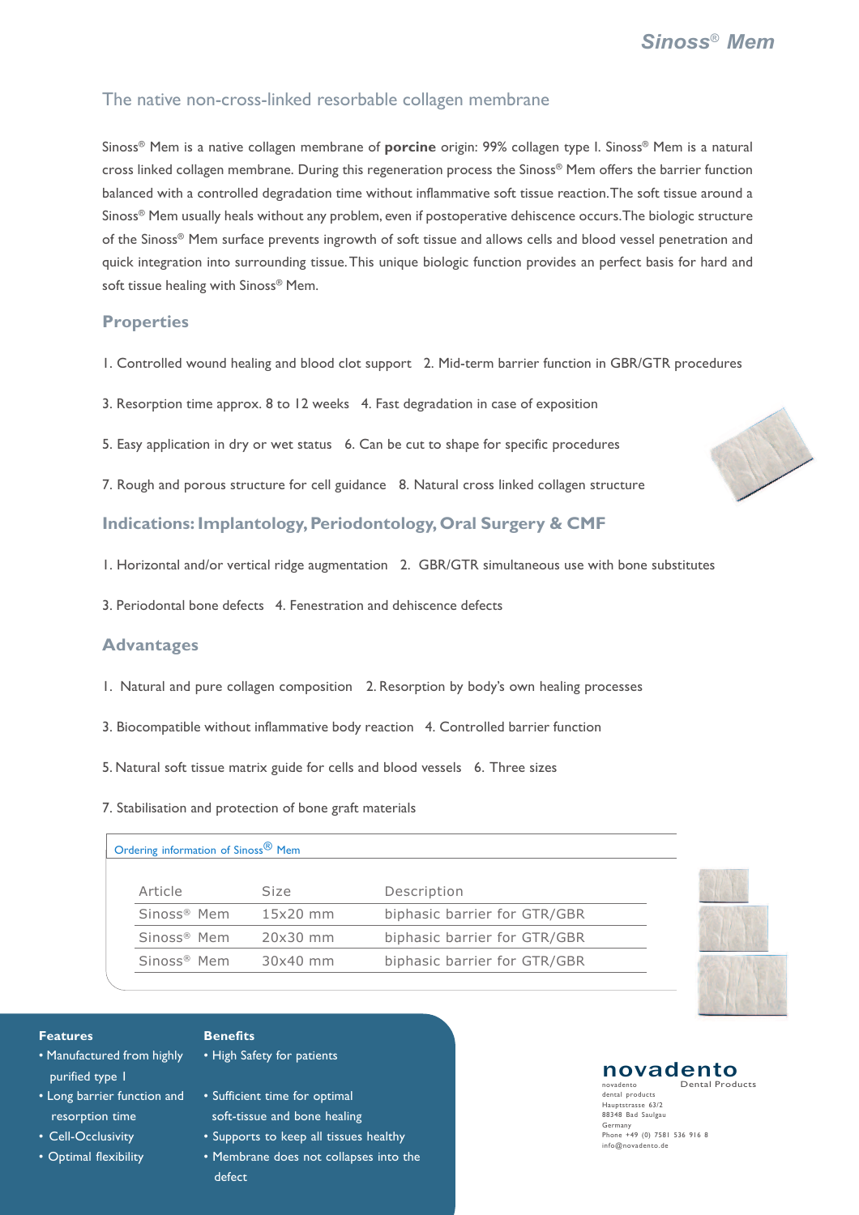# Sinoss® Mem

## The native non-cross-linked resorbable collagen membrane

Sinoss® Mem is a native collagen membrane of **porcine** origin: 99% collagen type I. Sinoss® Mem is a natural cross linked collagen membrane. During this regeneration process the Sinoss® Mem offers the barrier function balanced with a controlled degradation time without inflammative soft tissue reaction. The soft tissue around a Sinoss® Mem usually heals without any problem, even if postoperative dehiscence occurs. The biologic structure of the Sinoss® Mem surface prevents ingrowth of soft tissue and allows cells and blood vessel penetration and quick integration into surrounding tissue. This unique biologic function provides an perfect basis for hard and soft tissue healing with Sinoss® Mem.

### Properties

1. Controlled wound healing and blood clot support
2. Mid-term barrier function in GBR/GTR procedures
3. Resorption time approx. 8 to 12 weeks
4. Fast degradation in case of exposition
5. Easy application in dry or wet status
6. Can be cut to shape for specific procedures
7. Rough and porous structure for cell guidance
8. Natural cross linked collagen structure

### Indications: Implantology, Periodontology, Oral Surgery & CMF

1. Horizontal and/or vertical ridge augmentation
2. GBR/GTR simultaneous use with bone substitutes
3. Periodontal bone defects
4. Fenestration and dehiscence defects

### Advantages

1. Natural and pure collagen composition
2. Resorption by body's own healing processes
3. Biocompatible without inflammative body reaction
4. Controlled barrier function
5. Natural soft tissue matrix guide for cells and blood vessels
6. Three sizes
7. Stabilisation and protection of bone graft materials

Ordering information of Sinoss® Mem

| Article | Size | Description |
|---|---|---|
| Sinoss® Mem | 15x20 mm | biphasic barrier for GTR/GBR |
| Sinoss® Mem | 20x30 mm | biphasic barrier for GTR/GBR |
| Sinoss® Mem | 30x40 mm | biphasic barrier for GTR/GBR |

| Features | Benefits |
|---|---|
| Manufactured from highly purified type I | High Safety for patients |
| Long barrier function and resorption time | Sufficient time for optimal soft-tissue and bone healing |
| Cell-Occlusivity | Supports to keep all tissues healthy |
| Optimal flexibility | Membrane does not collapses into the defect |

**novadento** Dental Products

novadento
dental products
Hauptstrasse 63/2
88348 Bad Saulgau
Germany
Phone +49 (0) 7581 536 916 8
info@novadento.de